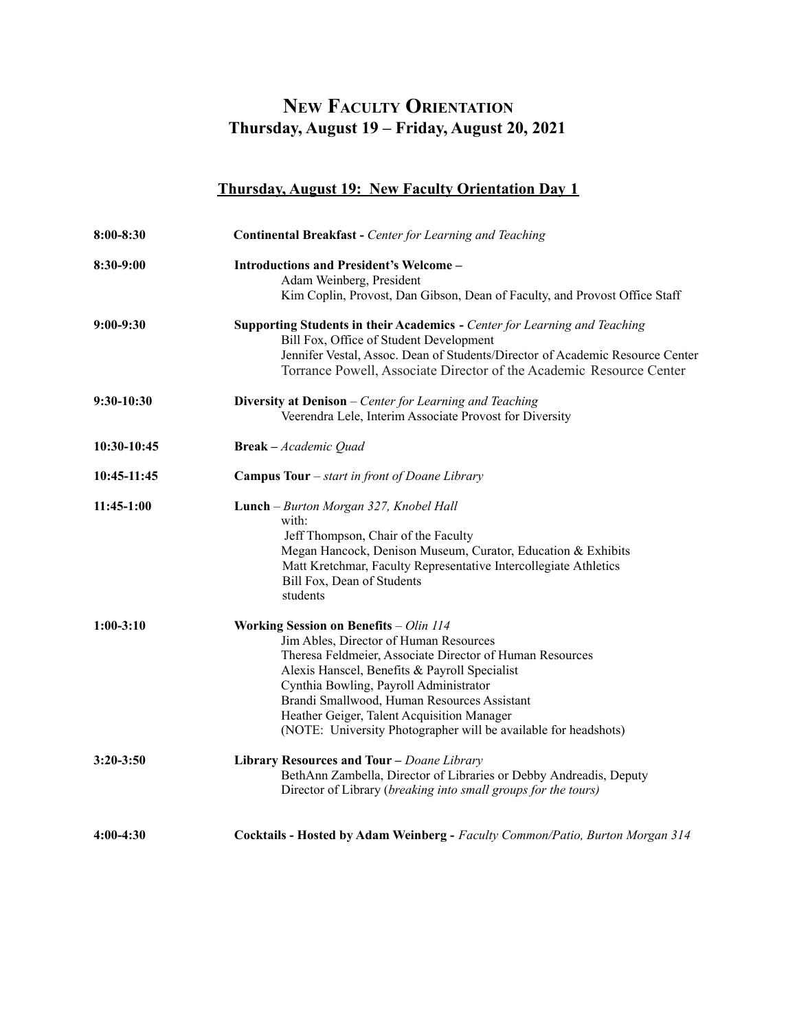# New Faculty Orientation

## Thursday, August 19 – Friday, August 20, 2021

### Thursday, August 19: New Faculty Orientation Day 1

| | |
|---|---|
| **8:00-8:30** | **Continental Breakfast -** *Center for Learning and Teaching* |
| **8:30-9:00** | **Introductions and President's Welcome –**<br>Adam Weinberg, President<br>Kim Coplin, Provost, Dan Gibson, Dean of Faculty, and Provost Office Staff |
| **9:00-9:30** | **Supporting Students in their Academics -** *Center for Learning and Teaching*<br>Bill Fox, Office of Student Development<br>Jennifer Vestal, Assoc. Dean of Students/Director of Academic Resource Center<br>Torrance Powell, Associate Director of the Academic Resource Center |
| **9:30-10:30** | **Diversity at Denison** – *Center for Learning and Teaching*<br>Veerendra Lele, Interim Associate Provost for Diversity |
| **10:30-10:45** | **Break –** *Academic Quad* |
| **10:45-11:45** | **Campus Tour** – *start in front of Doane Library* |
| **11:45-1:00** | **Lunch** – *Burton Morgan 327, Knobel Hall*<br>with:<br>Jeff Thompson, Chair of the Faculty<br>Megan Hancock, Denison Museum, Curator, Education & Exhibits<br>Matt Kretchmar, Faculty Representative Intercollegiate Athletics<br>Bill Fox, Dean of Students<br>students |
| **1:00-3:10** | **Working Session on Benefits** – *Olin 114*<br>Jim Ables, Director of Human Resources<br>Theresa Feldmeier, Associate Director of Human Resources<br>Alexis Hanscel, Benefits & Payroll Specialist<br>Cynthia Bowling, Payroll Administrator<br>Brandi Smallwood, Human Resources Assistant<br>Heather Geiger, Talent Acquisition Manager<br>(NOTE: University Photographer will be available for headshots) |
| **3:20-3:50** | **Library Resources and Tour –** *Doane Library*<br>BethAnn Zambella, Director of Libraries or Debby Andreadis, Deputy Director of Library (*breaking into small groups for the tours)* |
| **4:00-4:30** | **Cocktails - Hosted by Adam Weinberg -** *Faculty Common/Patio, Burton Morgan 314* |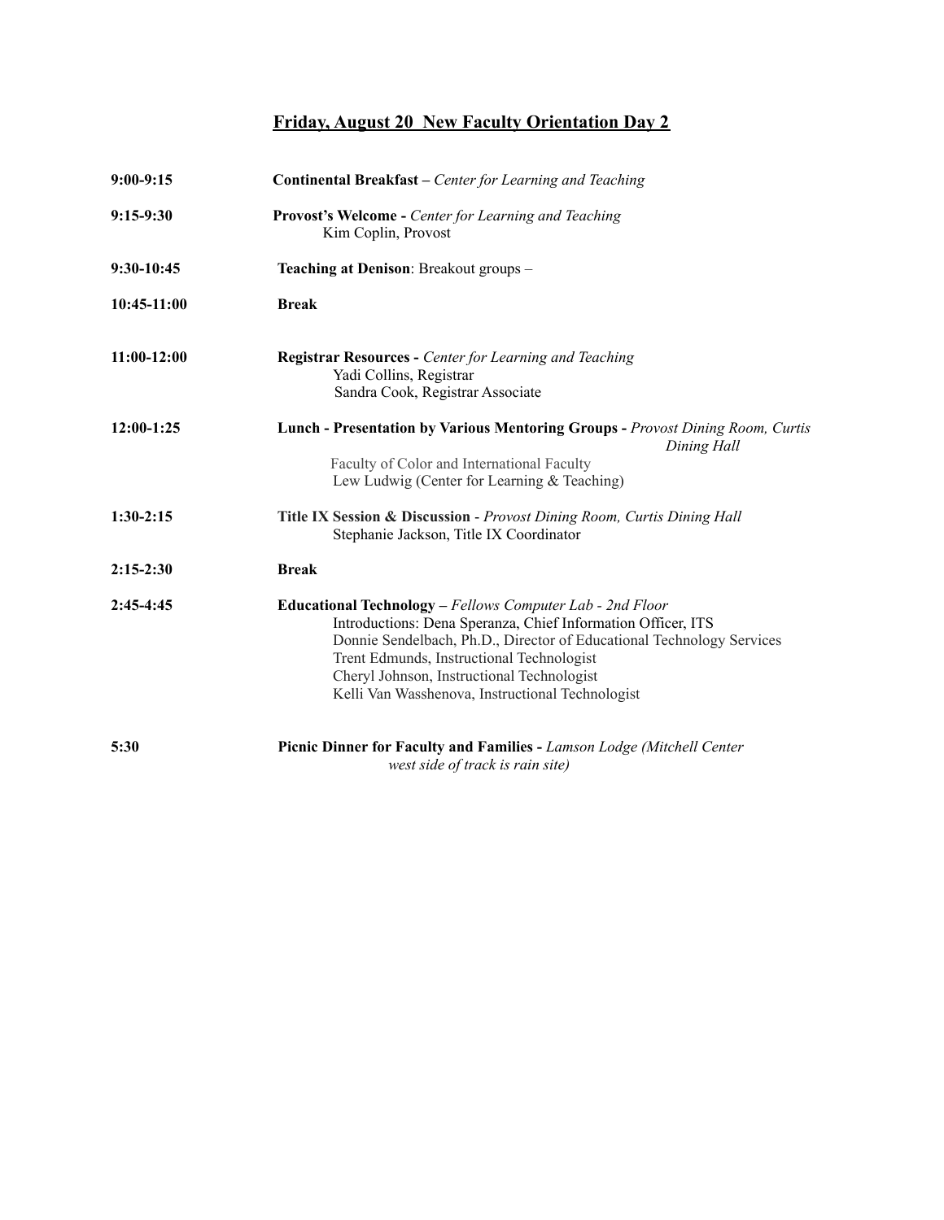## Friday, August 20 New Faculty Orientation Day 2

| | |
|---|---|
| **9:00-9:15** | **Continental Breakfast –** *Center for Learning and Teaching* |
| **9:15-9:30** | **Provost's Welcome -** *Center for Learning and Teaching*<br>Kim Coplin, Provost |
| **9:30-10:45** | **Teaching at Denison**: Breakout groups – |
| **10:45-11:00** | **Break** |
| **11:00-12:00** | **Registrar Resources -** *Center for Learning and Teaching*<br>Yadi Collins, Registrar<br>Sandra Cook, Registrar Associate |
| **12:00-1:25** | **Lunch - Presentation by Various Mentoring Groups -** *Provost Dining Room, Curtis Dining Hall*<br>Faculty of Color and International Faculty<br>Lew Ludwig (Center for Learning & Teaching) |
| **1:30-2:15** | **Title IX Session & Discussion** - *Provost Dining Room, Curtis Dining Hall*<br>Stephanie Jackson, Title IX Coordinator |
| **2:15-2:30** | **Break** |
| **2:45-4:45** | **Educational Technology –** *Fellows Computer Lab - 2nd Floor*<br>Introductions: Dena Speranza, Chief Information Officer, ITS<br>Donnie Sendelbach, Ph.D., Director of Educational Technology Services<br>Trent Edmunds, Instructional Technologist<br>Cheryl Johnson, Instructional Technologist<br>Kelli Van Wasshenova, Instructional Technologist |
| **5:30** | **Picnic Dinner for Faculty and Families -** *Lamson Lodge (Mitchell Center west side of track is rain site)* |